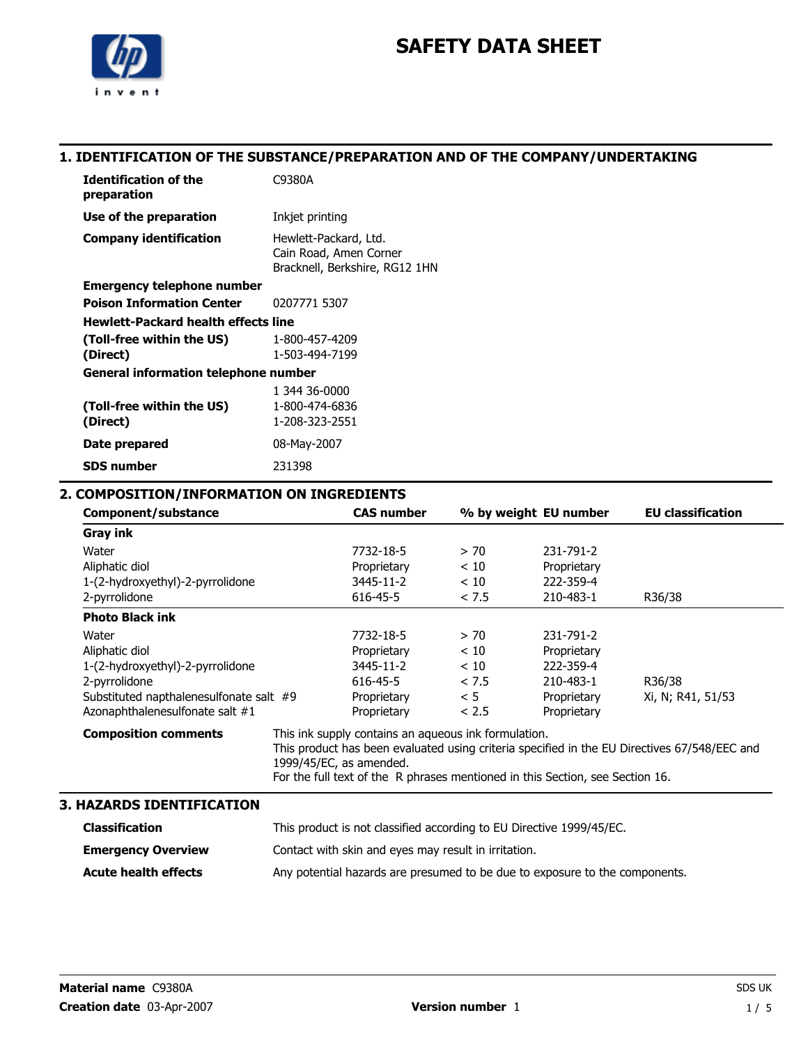# SAFETY DATA SHEET

## 1. IDENTIFICATION OF THE SUBSTANCE/PREPARATION AND OF THE COMPANY/UNDERTAKING

| | |
|---|---|
| **Identification of the preparation** | C9380A |
| **Use of the preparation** | Inkjet printing |
| **Company identification** | Hewlett-Packard, Ltd.<br>Cain Road, Amen Corner<br>Bracknell, Berkshire, RG12 1HN |
| **Emergency telephone number** | |
| **Poison Information Center** | 0207771 5307 |
| **Hewlett-Packard health effects line** | |
| **(Toll-free within the US)** | 1-800-457-4209 |
| **(Direct)** | 1-503-494-7199 |
| **General information telephone number** | |
| | 1 344 36-0000 |
| **(Toll-free within the US)** | 1-800-474-6836 |
| **(Direct)** | 1-208-323-2551 |
| **Date prepared** | 08-May-2007 |
| **SDS number** | 231398 |

## 2. COMPOSITION/INFORMATION ON INGREDIENTS

| Component/substance | CAS number | % by weight | EU number | EU classification |
|---|---|---|---|---|
| **Gray ink** | | | | |
| Water | 7732-18-5 | > 70 | 231-791-2 | |
| Aliphatic diol | Proprietary | < 10 | Proprietary | |
| 1-(2-hydroxyethyl)-2-pyrrolidone | 3445-11-2 | < 10 | 222-359-4 | |
| 2-pyrrolidone | 616-45-5 | < 7.5 | 210-483-1 | R36/38 |
| **Photo Black ink** | | | | |
| Water | 7732-18-5 | > 70 | 231-791-2 | |
| Aliphatic diol | Proprietary | < 10 | Proprietary | |
| 1-(2-hydroxyethyl)-2-pyrrolidone | 3445-11-2 | < 10 | 222-359-4 | |
| 2-pyrrolidone | 616-45-5 | < 7.5 | 210-483-1 | R36/38 |
| Substituted napthalenesulfonate salt #9 | Proprietary | < 5 | Proprietary | Xi, N; R41, 51/53 |
| Azonaphthalenesulfonate salt #1 | Proprietary | < 2.5 | Proprietary | |

**Composition comments**

This ink supply contains an aqueous ink formulation.
This product has been evaluated using criteria specified in the EU Directives 67/548/EEC and 1999/45/EC, as amended.
For the full text of the R phrases mentioned in this Section, see Section 16.

## 3. HAZARDS IDENTIFICATION

| | |
|---|---|
| **Classification** | This product is not classified according to EU Directive 1999/45/EC. |
| **Emergency Overview** | Contact with skin and eyes may result in irritation. |
| **Acute health effects** | Any potential hazards are presumed to be due to exposure to the components. |

**Material name** C9380A

**Creation date** 03-Apr-2007

**Version number** 1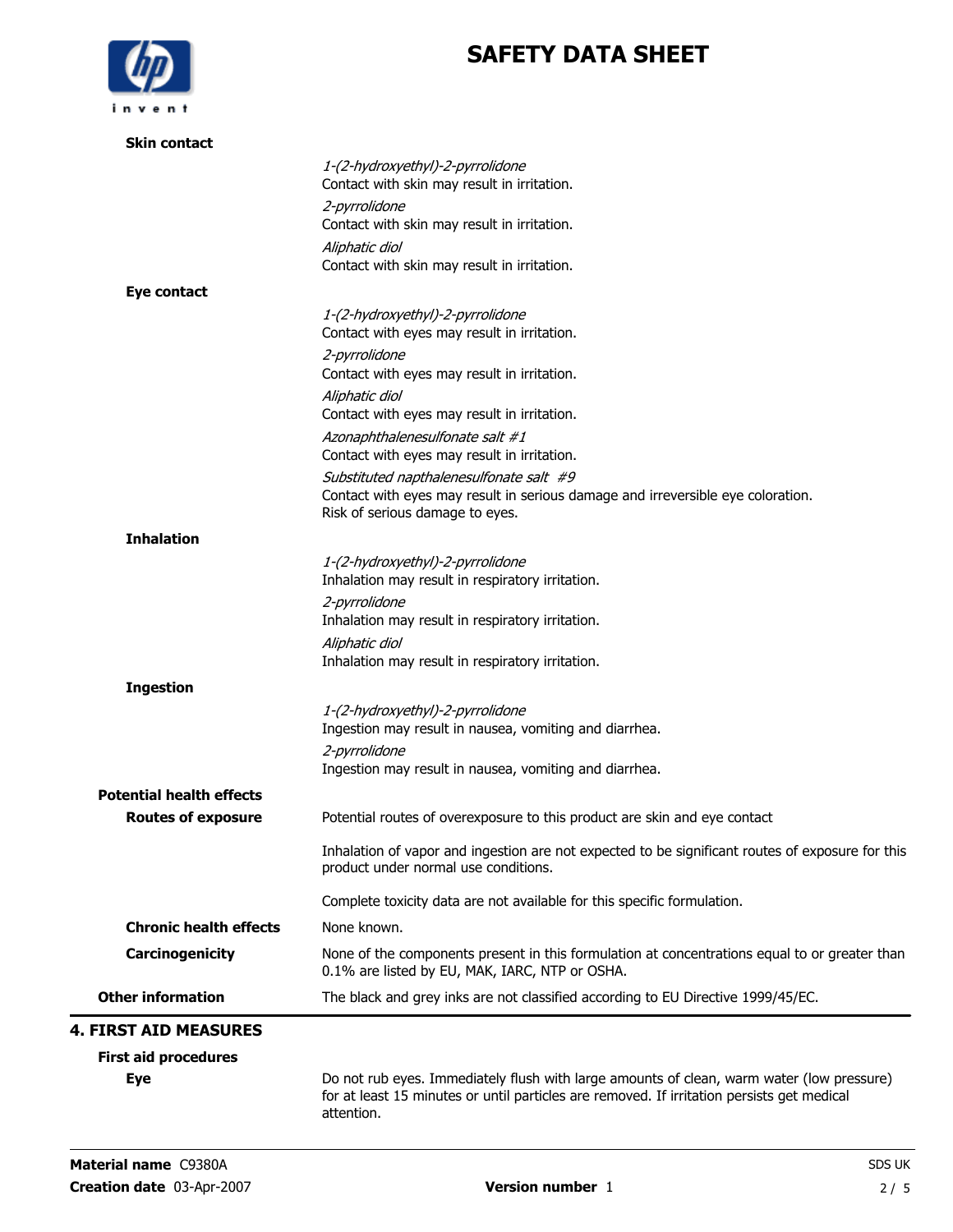**Skin contact**

*1-(2-hydroxyethyl)-2-pyrrolidone*
Contact with skin may result in irritation.

*2-pyrrolidone*
Contact with skin may result in irritation.

*Aliphatic diol*
Contact with skin may result in irritation.

**Eye contact**

*1-(2-hydroxyethyl)-2-pyrrolidone*
Contact with eyes may result in irritation.

*2-pyrrolidone*
Contact with eyes may result in irritation.

*Aliphatic diol*
Contact with eyes may result in irritation.

*Azonaphthalenesulfonate salt #1*
Contact with eyes may result in irritation.

*Substituted napthalenesulfonate salt #9*
Contact with eyes may result in serious damage and irreversible eye coloration.
Risk of serious damage to eyes.

**Inhalation**

*1-(2-hydroxyethyl)-2-pyrrolidone*
Inhalation may result in respiratory irritation.

*2-pyrrolidone*
Inhalation may result in respiratory irritation.

*Aliphatic diol*
Inhalation may result in respiratory irritation.

**Ingestion**

*1-(2-hydroxyethyl)-2-pyrrolidone*
Ingestion may result in nausea, vomiting and diarrhea.

*2-pyrrolidone*
Ingestion may result in nausea, vomiting and diarrhea.

**Potential health effects**

**Routes of exposure**

Potential routes of overexposure to this product are skin and eye contact

Inhalation of vapor and ingestion are not expected to be significant routes of exposure for this product under normal use conditions.

Complete toxicity data are not available for this specific formulation.

**Chronic health effects**

None known.

**Carcinogenicity**

None of the components present in this formulation at concentrations equal to or greater than 0.1% are listed by EU, MAK, IARC, NTP or OSHA.

**Other information**

The black and grey inks are not classified according to EU Directive 1999/45/EC.

## 4. FIRST AID MEASURES

**First aid procedures**

**Eye**

Do not rub eyes. Immediately flush with large amounts of clean, warm water (low pressure) for at least 15 minutes or until particles are removed. If irritation persists get medical attention.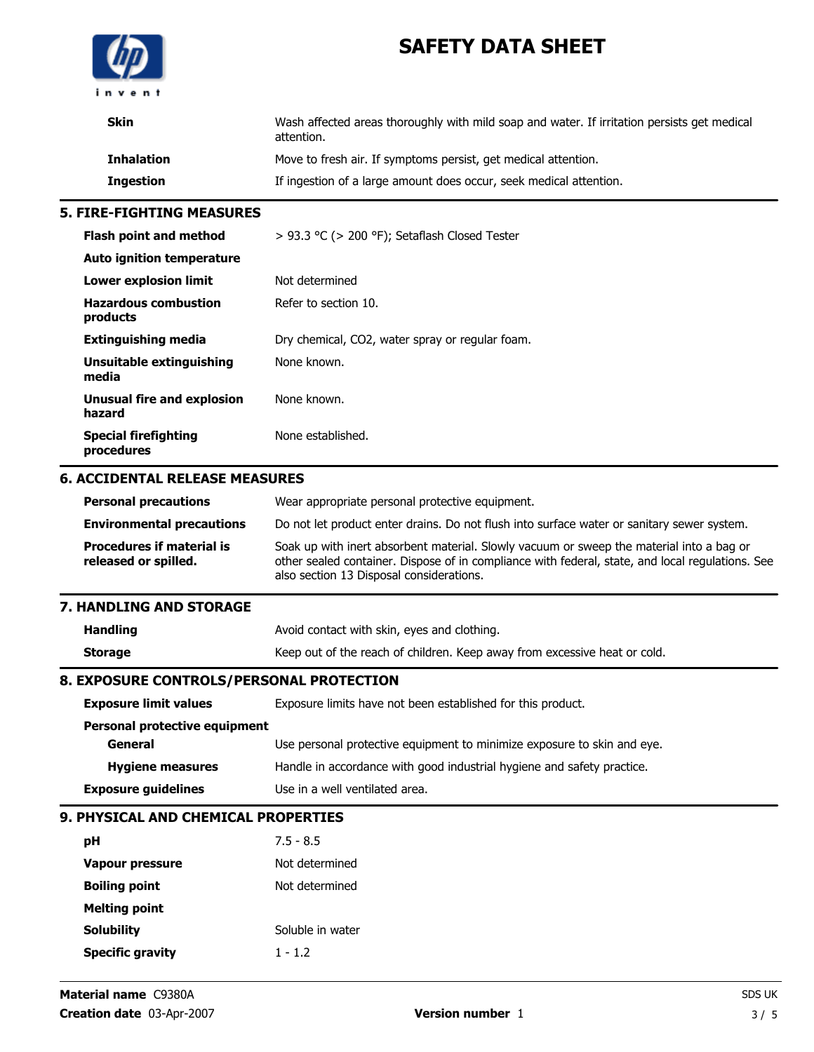| | |
|---|---|
| **Skin** | Wash affected areas thoroughly with mild soap and water. If irritation persists get medical attention. |
| **Inhalation** | Move to fresh air. If symptoms persist, get medical attention. |
| **Ingestion** | If ingestion of a large amount does occur, seek medical attention. |

## 5. FIRE-FIGHTING MEASURES

| | |
|---|---|
| **Flash point and method** | > 93.3 °C (> 200 °F); Setaflash Closed Tester |
| **Auto ignition temperature** | |
| **Lower explosion limit** | Not determined |
| **Hazardous combustion products** | Refer to section 10. |
| **Extinguishing media** | Dry chemical, $CO_2$, water spray or regular foam. |
| **Unsuitable extinguishing media** | None known. |
| **Unusual fire and explosion hazard** | None known. |
| **Special firefighting procedures** | None established. |

## 6. ACCIDENTAL RELEASE MEASURES

| | |
|---|---|
| **Personal precautions** | Wear appropriate personal protective equipment. |
| **Environmental precautions** | Do not let product enter drains. Do not flush into surface water or sanitary sewer system. |
| **Procedures if material is released or spilled.** | Soak up with inert absorbent material. Slowly vacuum or sweep the material into a bag or other sealed container. Dispose of in compliance with federal, state, and local regulations. See also section 13 Disposal considerations. |

## 7. HANDLING AND STORAGE

| | |
|---|---|
| **Handling** | Avoid contact with skin, eyes and clothing. |
| **Storage** | Keep out of the reach of children. Keep away from excessive heat or cold. |

## 8. EXPOSURE CONTROLS/PERSONAL PROTECTION

| | |
|---|---|
| **Exposure limit values** | Exposure limits have not been established for this product. |
| **Personal protective equipment** | |
| **General** | Use personal protective equipment to minimize exposure to skin and eye. |
| **Hygiene measures** | Handle in accordance with good industrial hygiene and safety practice. |
| **Exposure guidelines** | Use in a well ventilated area. |

## 9. PHYSICAL AND CHEMICAL PROPERTIES

| | |
|---|---|
| **pH** | 7.5 - 8.5 |
| **Vapour pressure** | Not determined |
| **Boiling point** | Not determined |
| **Melting point** | |
| **Solubility** | Soluble in water |
| **Specific gravity** | 1 - 1.2 |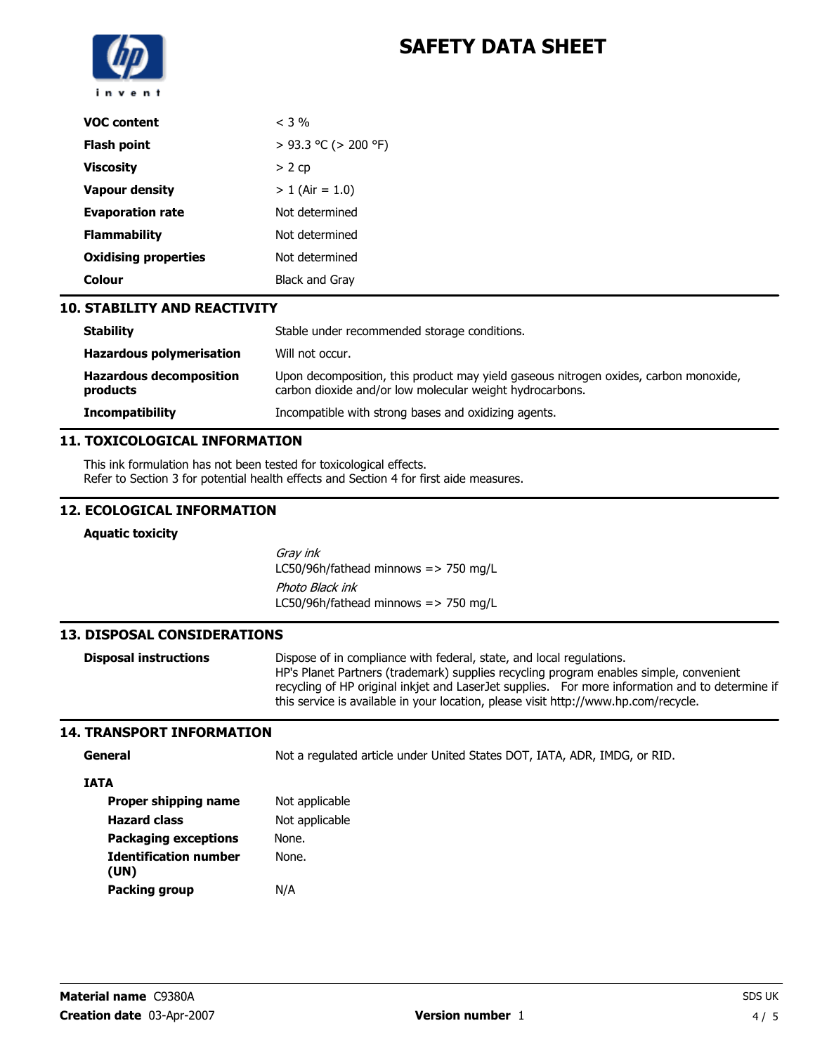# SAFETY DATA SHEET

| | |
|---|---|
| **VOC content** | < 3 % |
| **Flash point** | > 93.3 °C (> 200 °F) |
| **Viscosity** | > 2 cp |
| **Vapour density** | > 1 (Air = 1.0) |
| **Evaporation rate** | Not determined |
| **Flammability** | Not determined |
| **Oxidising properties** | Not determined |
| **Colour** | Black and Gray |

## 10. STABILITY AND REACTIVITY

| | |
|---|---|
| **Stability** | Stable under recommended storage conditions. |
| **Hazardous polymerisation** | Will not occur. |
| **Hazardous decomposition products** | Upon decomposition, this product may yield gaseous nitrogen oxides, carbon monoxide, carbon dioxide and/or low molecular weight hydrocarbons. |
| **Incompatibility** | Incompatible with strong bases and oxidizing agents. |

## 11. TOXICOLOGICAL INFORMATION

This ink formulation has not been tested for toxicological effects.
Refer to Section 3 for potential health effects and Section 4 for first aide measures.

## 12. ECOLOGICAL INFORMATION

**Aquatic toxicity**

*Gray ink*
LC50/96h/fathead minnows => 750 mg/L

*Photo Black ink*
LC50/96h/fathead minnows => 750 mg/L

## 13. DISPOSAL CONSIDERATIONS

| | |
|---|---|
| **Disposal instructions** | Dispose of in compliance with federal, state, and local regulations. HP's Planet Partners (trademark) supplies recycling program enables simple, convenient recycling of HP original inkjet and LaserJet supplies. For more information and to determine if this service is available in your location, please visit http://www.hp.com/recycle. |

## 14. TRANSPORT INFORMATION

| | |
|---|---|
| **General** | Not a regulated article under United States DOT, IATA, ADR, IMDG, or RID. |

**IATA**

| | |
|---|---|
| **Proper shipping name** | Not applicable |
| **Hazard class** | Not applicable |
| **Packaging exceptions** | None. |
| **Identification number (UN)** | None. |
| **Packing group** | N/A |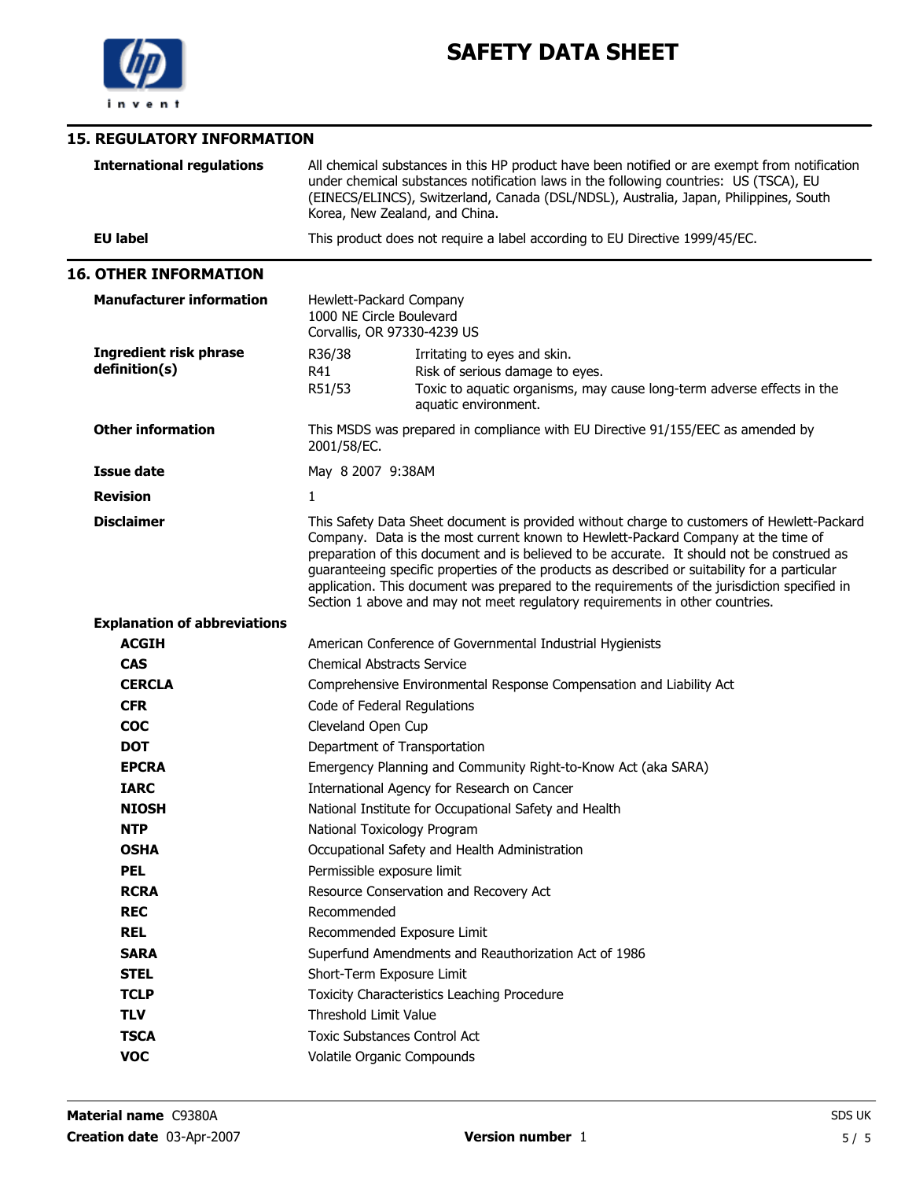# SAFETY DATA SHEET

## 15. REGULATORY INFORMATION

**International regulations** All chemical substances in this HP product have been notified or are exempt from notification under chemical substances notification laws in the following countries: US (TSCA), EU (EINECS/ELINCS), Switzerland, Canada (DSL/NDSL), Australia, Japan, Philippines, South Korea, New Zealand, and China.

**EU label** This product does not require a label according to EU Directive 1999/45/EC.

## 16. OTHER INFORMATION

**Manufacturer information**
Hewlett-Packard Company
1000 NE Circle Boulevard
Corvallis, OR 97330-4239 US

**Ingredient risk phrase definition(s)**

| | |
|---|---|
| R36/38 | Irritating to eyes and skin. |
| R41 | Risk of serious damage to eyes. |
| R51/53 | Toxic to aquatic organisms, may cause long-term adverse effects in the aquatic environment. |

**Other information** This MSDS was prepared in compliance with EU Directive 91/155/EEC as amended by 2001/58/EC.

**Issue date** May 8 2007 9:38AM

**Revision** 1

**Disclaimer** This Safety Data Sheet document is provided without charge to customers of Hewlett-Packard Company. Data is the most current known to Hewlett-Packard Company at the time of preparation of this document and is believed to be accurate. It should not be construed as guaranteeing specific properties of the products as described or suitability for a particular application. This document was prepared to the requirements of the jurisdiction specified in Section 1 above and may not meet regulatory requirements in other countries.

**Explanation of abbreviations**

| | |
|---|---|
| **ACGIH** | American Conference of Governmental Industrial Hygienists |
| **CAS** | Chemical Abstracts Service |
| **CERCLA** | Comprehensive Environmental Response Compensation and Liability Act |
| **CFR** | Code of Federal Regulations |
| **COC** | Cleveland Open Cup |
| **DOT** | Department of Transportation |
| **EPCRA** | Emergency Planning and Community Right-to-Know Act (aka SARA) |
| **IARC** | International Agency for Research on Cancer |
| **NIOSH** | National Institute for Occupational Safety and Health |
| **NTP** | National Toxicology Program |
| **OSHA** | Occupational Safety and Health Administration |
| **PEL** | Permissible exposure limit |
| **RCRA** | Resource Conservation and Recovery Act |
| **REC** | Recommended |
| **REL** | Recommended Exposure Limit |
| **SARA** | Superfund Amendments and Reauthorization Act of 1986 |
| **STEL** | Short-Term Exposure Limit |
| **TCLP** | Toxicity Characteristics Leaching Procedure |
| **TLV** | Threshold Limit Value |
| **TSCA** | Toxic Substances Control Act |
| **VOC** | Volatile Organic Compounds |

**Material name** C9380A
**Creation date** 03-Apr-2007
**Version number** 1
SDS UK